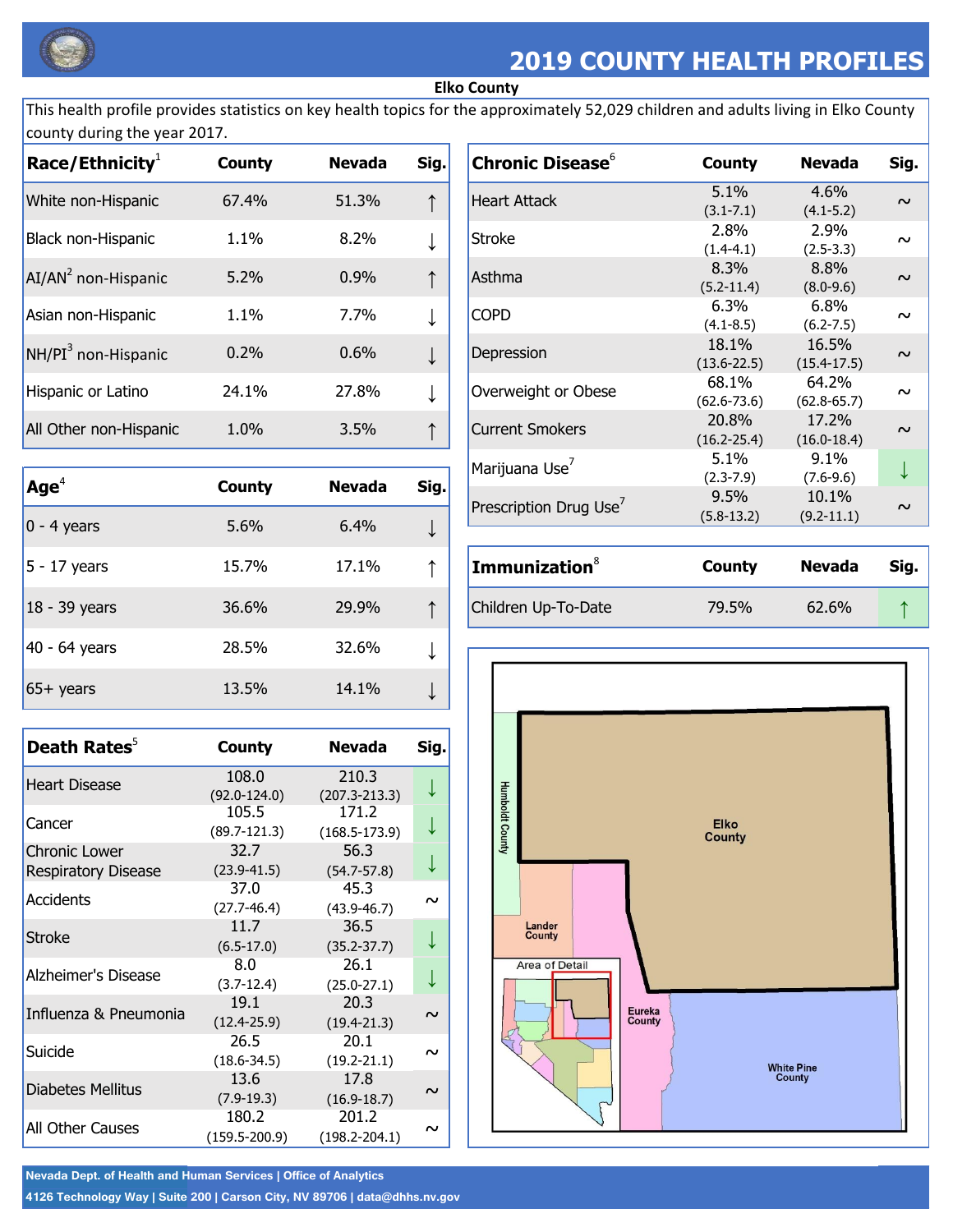# 2019 COUNTY HEALTH PROFILES

**Elko County**

This health profile provides statistics on key health topics for the approximately 52,029 children and adults living in Elko County county during the year 2017.

| Race/Ethnicity[1] | County | Nevada | Sig. |
|---|---|---|---|
| White non-Hispanic | 67.4% | 51.3% | ↑ |
| Black non-Hispanic | 1.1% | 8.2% | ↓ |
| AI/AN[2] non-Hispanic | 5.2% | 0.9% | ↑ |
| Asian non-Hispanic | 1.1% | 7.7% | ↓ |
| NH/PI[3] non-Hispanic | 0.2% | 0.6% | ↓ |
| Hispanic or Latino | 24.1% | 27.8% | ↓ |
| All Other non-Hispanic | 1.0% | 3.5% | ↑ |

| Age[4] | County | Nevada | Sig. |
|---|---|---|---|
| 0 - 4 years | 5.6% | 6.4% | ↓ |
| 5 - 17 years | 15.7% | 17.1% | ↑ |
| 18 - 39 years | 36.6% | 29.9% | ↑ |
| 40 - 64 years | 28.5% | 32.6% | ↓ |
| 65+ years | 13.5% | 14.1% | ↓ |

| Death Rates[5] | County | Nevada | Sig. |
|---|---|---|---|
| Heart Disease | 108.0 (92.0-124.0) | 210.3 (207.3-213.3) | ↓ |
| Cancer | 105.5 (89.7-121.3) | 171.2 (168.5-173.9) | ↓ |
| Chronic Lower Respiratory Disease | 32.7 (23.9-41.5) | 56.3 (54.7-57.8) | ↓ |
| Accidents | 37.0 (27.7-46.4) | 45.3 (43.9-46.7) | ~ |
| Stroke | 11.7 (6.5-17.0) | 36.5 (35.2-37.7) | ↓ |
| Alzheimer's Disease | 8.0 (3.7-12.4) | 26.1 (25.0-27.1) | ↓ |
| Influenza & Pneumonia | 19.1 (12.4-25.9) | 20.3 (19.4-21.3) | ~ |
| Suicide | 26.5 (18.6-34.5) | 20.1 (19.2-21.1) | ~ |
| Diabetes Mellitus | 13.6 (7.9-19.3) | 17.8 (16.9-18.7) | ~ |
| All Other Causes | 180.2 (159.5-200.9) | 201.2 (198.2-204.1) | ~ |

| Chronic Disease[6] | County | Nevada | Sig. |
|---|---|---|---|
| Heart Attack | 5.1% (3.1-7.1) | 4.6% (4.1-5.2) | ~ |
| Stroke | 2.8% (1.4-4.1) | 2.9% (2.5-3.3) | ~ |
| Asthma | 8.3% (5.2-11.4) | 8.8% (8.0-9.6) | ~ |
| COPD | 6.3% (4.1-8.5) | 6.8% (6.2-7.5) | ~ |
| Depression | 18.1% (13.6-22.5) | 16.5% (15.4-17.5) | ~ |
| Overweight or Obese | 68.1% (62.6-73.6) | 64.2% (62.8-65.7) | ~ |
| Current Smokers | 20.8% (16.2-25.4) | 17.2% (16.0-18.4) | ~ |
| Marijuana Use[7] | 5.1% (2.3-7.9) | 9.1% (7.6-9.6) | ↓ |
| Prescription Drug Use[7] | 9.5% (5.8-13.2) | 10.1% (9.2-11.1) | ~ |

| Immunization[8] | County | Nevada | Sig. |
|---|---|---|---|
| Children Up-To-Date | 79.5% | 62.6% | ↑ |

Humboldt County, Elko County, Lander County, Eureka County, White Pine County, Area of Detail

Nevada Dept. of Health and Human Services | Office of Analytics
4126 Technology Way | Suite 200 | Carson City, NV 89706 | data@dhhs.nv.gov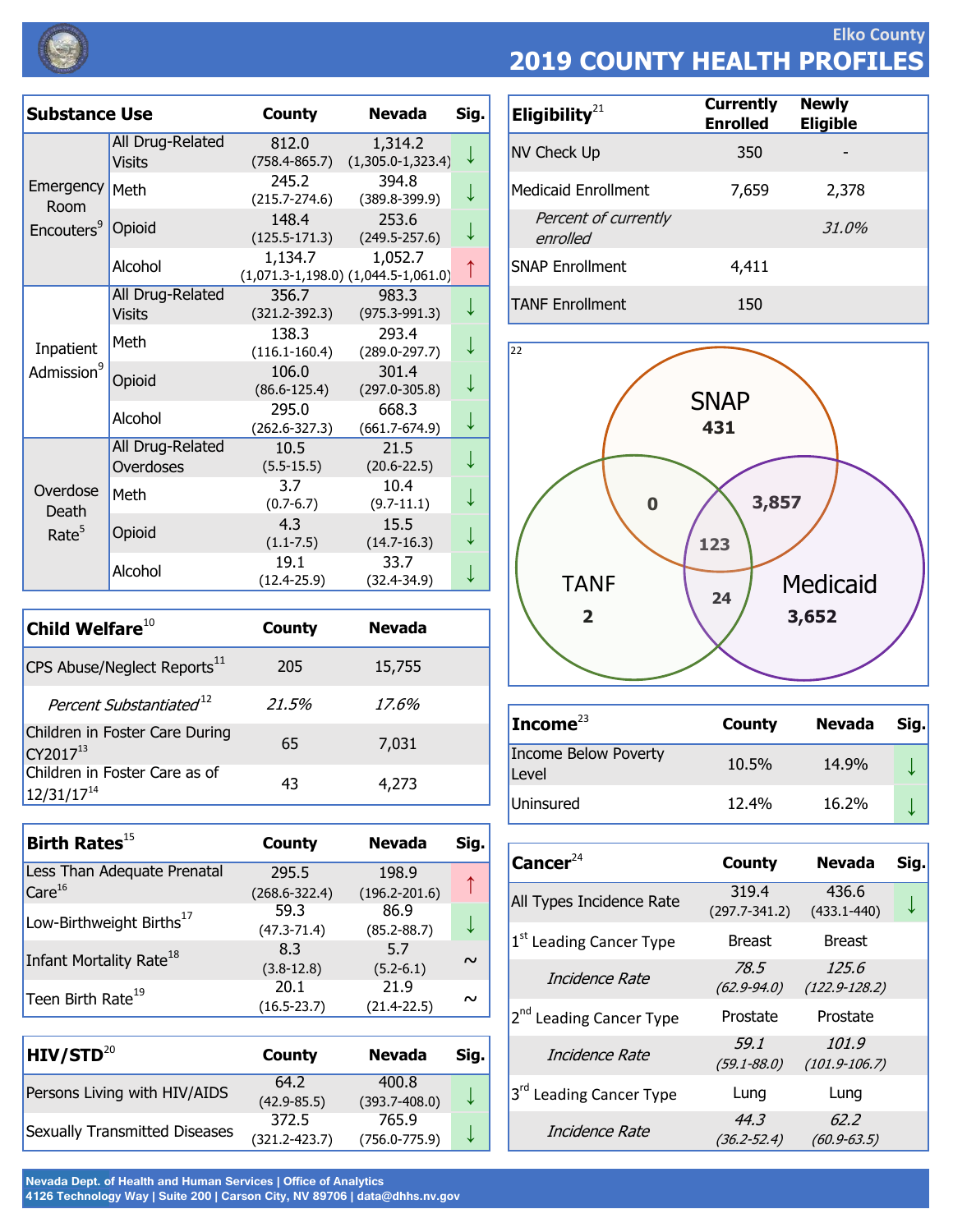# Elko County
## 2019 COUNTY HEALTH PROFILES

| Substance Use | | County | Nevada | Sig. |
|---|---|---|---|---|
| Emergency Room Encouters[9] | All Drug-Related Visits | 812.0 (758.4-865.7) | 1,314.2 (1,305.0-1,323.4) | ↓ |
| | Meth | 245.2 (215.7-274.6) | 394.8 (389.8-399.9) | ↓ |
| | Opioid | 148.4 (125.5-171.3) | 253.6 (249.5-257.6) | ↓ |
| | Alcohol | 1,134.7 (1,071.3-1,198.0) | 1,052.7 (1,044.5-1,061.0) | ↑ |
| Inpatient Admission[9] | All Drug-Related Visits | 356.7 (321.2-392.3) | 983.3 (975.3-991.3) | ↓ |
| | Meth | 138.3 (116.1-160.4) | 293.4 (289.0-297.7) | ↓ |
| | Opioid | 106.0 (86.6-125.4) | 301.4 (297.0-305.8) | ↓ |
| | Alcohol | 295.0 (262.6-327.3) | 668.3 (661.7-674.9) | ↓ |
| Overdose Death Rate[5] | All Drug-Related Overdoses | 10.5 (5.5-15.5) | 21.5 (20.6-22.5) | ↓ |
| | Meth | 3.7 (0.7-6.7) | 10.4 (9.7-11.1) | ↓ |
| | Opioid | 4.3 (1.1-7.5) | 15.5 (14.7-16.3) | ↓ |
| | Alcohol | 19.1 (12.4-25.9) | 33.7 (32.4-34.9) | ↓ |

| Child Welfare[10] | County | Nevada |
|---|---|---|
| CPS Abuse/Neglect Reports[11] | 205 | 15,755 |
| *Percent Substantiated[12]* | *21.5%* | *17.6%* |
| Children in Foster Care During CY2017[13] | 65 | 7,031 |
| Children in Foster Care as of 12/31/17[14] | 43 | 4,273 |

| Birth Rates[15] | County | Nevada | Sig. |
|---|---|---|---|
| Less Than Adequate Prenatal Care[16] | 295.5 (268.6-322.4) | 198.9 (196.2-201.6) | ↑ |
| Low-Birthweight Births[17] | 59.3 (47.3-71.4) | 86.9 (85.2-88.7) | ↓ |
| Infant Mortality Rate[18] | 8.3 (3.8-12.8) | 5.7 (5.2-6.1) | ~ |
| Teen Birth Rate[19] | 20.1 (16.5-23.7) | 21.9 (21.4-22.5) | ~ |

| HIV/STD[20] | County | Nevada | Sig. |
|---|---|---|---|
| Persons Living with HIV/AIDS | 64.2 (42.9-85.5) | 400.8 (393.7-408.0) | ↓ |
| Sexually Transmitted Diseases | 372.5 (321.2-423.7) | 765.9 (756.0-775.9) | ↓ |

| Eligibility[21] | Currently Enrolled | Newly Eligible |
|---|---|---|
| NV Check Up | 350 | - |
| Medicaid Enrollment | 7,659 | 2,378 |
| *Percent of currently enrolled* | | *31.0%* |
| SNAP Enrollment | 4,411 | |
| TANF Enrollment | 150 | |

[22]

| Program overlap | Count |
|---|---|
| SNAP only | 431 |
| TANF only | 2 |
| Medicaid only | 3,652 |
| SNAP & TANF | 0 |
| SNAP & Medicaid | 3,857 |
| TANF & Medicaid | 24 |
| SNAP, TANF & Medicaid | 123 |

| Income[23] | County | Nevada | Sig. |
|---|---|---|---|
| Income Below Poverty Level | 10.5% | 14.9% | ↓ |
| Uninsured | 12.4% | 16.2% | ↓ |

| Cancer[24] | County | Nevada | Sig. |
|---|---|---|---|
| All Types Incidence Rate | 319.4 (297.7-341.2) | 436.6 (433.1-440) | ↓ |
| 1st Leading Cancer Type | Breast | Breast | |
| *Incidence Rate* | *78.5 (62.9-94.0)* | *125.6 (122.9-128.2)* | |
| 2nd Leading Cancer Type | Prostate | Prostate | |
| *Incidence Rate* | *59.1 (59.1-88.0)* | *101.9 (101.9-106.7)* | |
| 3rd Leading Cancer Type | Lung | Lung | |
| *Incidence Rate* | *44.3 (36.2-52.4)* | *62.2 (60.9-63.5)* | |

**Nevada Dept. of Health and Human Services | Office of Analytics**
**4126 Technology Way | Suite 200 | Carson City, NV 89706 | data@dhhs.nv.gov**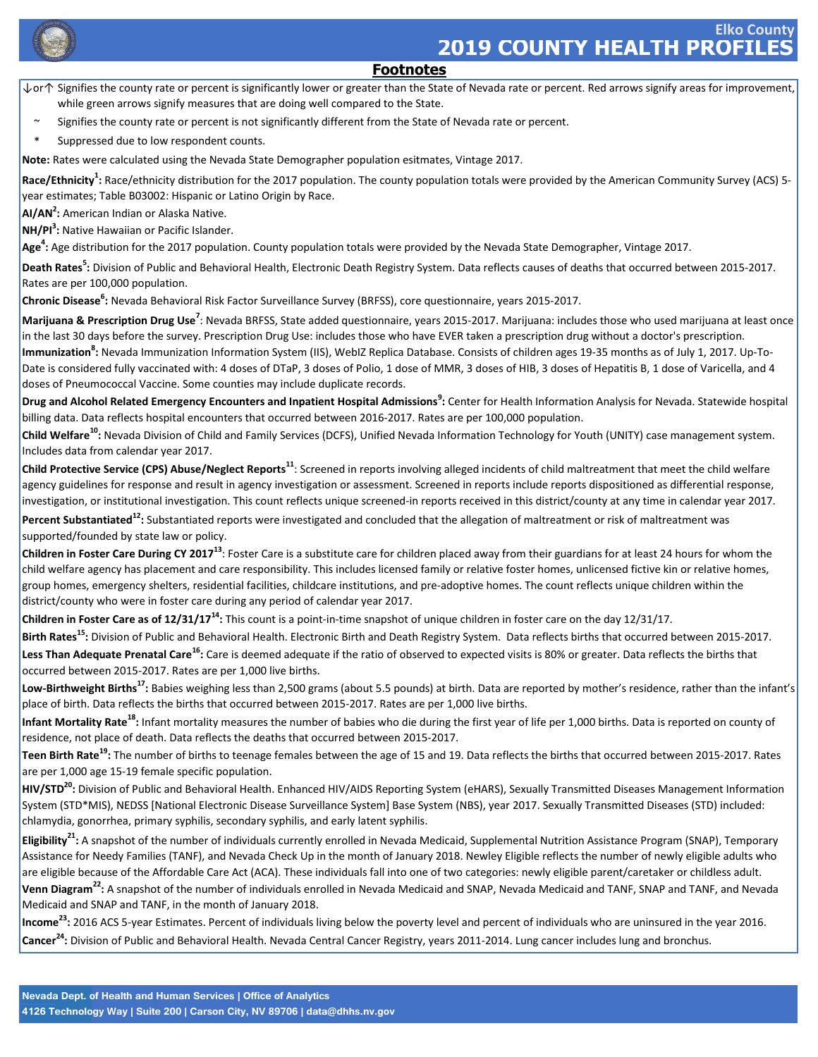# Elko County
# 2019 COUNTY HEALTH PROFILES

## Footnotes

↓or↑ Signifies the county rate or percent is significantly lower or greater than the State of Nevada rate or percent. Red arrows signify areas for improvement, while green arrows signify measures that are doing well compared to the State.

~ Signifies the county rate or percent is not significantly different from the State of Nevada rate or percent.

* Suppressed due to low respondent counts.

**Note:** Rates were calculated using the Nevada State Demographer population esitmates, Vintage 2017.

**Race/Ethnicity[1]:** Race/ethnicity distribution for the 2017 population. The county population totals were provided by the American Community Survey (ACS) 5-year estimates; Table B03002: Hispanic or Latino Origin by Race.

**AI/AN[2]:** American Indian or Alaska Native.

**NH/PI[3]:** Native Hawaiian or Pacific Islander.

**Age[4]:** Age distribution for the 2017 population. County population totals were provided by the Nevada State Demographer, Vintage 2017.

**Death Rates[5]:** Division of Public and Behavioral Health, Electronic Death Registry System. Data reflects causes of deaths that occurred between 2015-2017. Rates are per 100,000 population.

**Chronic Disease[6]:** Nevada Behavioral Risk Factor Surveillance Survey (BRFSS), core questionnaire, years 2015-2017.

**Marijuana & Prescription Drug Use[7]**: Nevada BRFSS, State added questionnaire, years 2015-2017. Marijuana: includes those who used marijuana at least once in the last 30 days before the survey. Prescription Drug Use: includes those who have EVER taken a prescription drug without a doctor's prescription.

**Immunization[8]:** Nevada Immunization Information System (IIS), WebIZ Replica Database. Consists of children ages 19-35 months as of July 1, 2017. Up-To-Date is considered fully vaccinated with: 4 doses of DTaP, 3 doses of Polio, 1 dose of MMR, 3 doses of HIB, 3 doses of Hepatitis B, 1 dose of Varicella, and 4 doses of Pneumococcal Vaccine. Some counties may include duplicate records.

**Drug and Alcohol Related Emergency Encounters and Inpatient Hospital Admissions[9]:** Center for Health Information Analysis for Nevada. Statewide hospital billing data. Data reflects hospital encounters that occurred between 2016-2017. Rates are per 100,000 population.

**Child Welfare[10]:** Nevada Division of Child and Family Services (DCFS), Unified Nevada Information Technology for Youth (UNITY) case management system. Includes data from calendar year 2017.

**Child Protective Service (CPS) Abuse/Neglect Reports[11]**: Screened in reports involving alleged incidents of child maltreatment that meet the child welfare agency guidelines for response and result in agency investigation or assessment. Screened in reports include reports dispositioned as differential response, investigation, or institutional investigation. This count reflects unique screened-in reports received in this district/county at any time in calendar year 2017.

**Percent Substantiated[12]:** Substantiated reports were investigated and concluded that the allegation of maltreatment or risk of maltreatment was supported/founded by state law or policy.

**Children in Foster Care During CY 2017[13]**: Foster Care is a substitute care for children placed away from their guardians for at least 24 hours for whom the child welfare agency has placement and care responsibility. This includes licensed family or relative foster homes, unlicensed fictive kin or relative homes, group homes, emergency shelters, residential facilities, childcare institutions, and pre-adoptive homes. The count reflects unique children within the district/county who were in foster care during any period of calendar year 2017.

**Children in Foster Care as of 12/31/17[14]:** This count is a point-in-time snapshot of unique children in foster care on the day 12/31/17.

**Birth Rates[15]:** Division of Public and Behavioral Health. Electronic Birth and Death Registry System. Data reflects births that occurred between 2015-2017.

**Less Than Adequate Prenatal Care[16]:** Care is deemed adequate if the ratio of observed to expected visits is 80% or greater. Data reflects the births that occurred between 2015-2017. Rates are per 1,000 live births.

**Low-Birthweight Births[17]:** Babies weighing less than 2,500 grams (about 5.5 pounds) at birth. Data are reported by mother's residence, rather than the infant's place of birth. Data reflects the births that occurred between 2015-2017. Rates are per 1,000 live births.

**Infant Mortality Rate[18]:** Infant mortality measures the number of babies who die during the first year of life per 1,000 births. Data is reported on county of residence, not place of death. Data reflects the deaths that occurred between 2015-2017.

**Teen Birth Rate[19]:** The number of births to teenage females between the age of 15 and 19. Data reflects the births that occurred between 2015-2017. Rates are per 1,000 age 15-19 female specific population.

**HIV/STD[20]:** Division of Public and Behavioral Health. Enhanced HIV/AIDS Reporting System (eHARS), Sexually Transmitted Diseases Management Information System (STD*MIS), NEDSS [National Electronic Disease Surveillance System] Base System (NBS), year 2017. Sexually Transmitted Diseases (STD) included: chlamydia, gonorrhea, primary syphilis, secondary syphilis, and early latent syphilis.

**Eligibility[21]:** A snapshot of the number of individuals currently enrolled in Nevada Medicaid, Supplemental Nutrition Assistance Program (SNAP), Temporary Assistance for Needy Families (TANF), and Nevada Check Up in the month of January 2018. Newley Eligible reflects the number of newly eligible adults who are eligible because of the Affordable Care Act (ACA). These individuals fall into one of two categories: newly eligible parent/caretaker or childless adult.

**Venn Diagram[22]:** A snapshot of the number of individuals enrolled in Nevada Medicaid and SNAP, Nevada Medicaid and TANF, SNAP and TANF, and Nevada Medicaid and SNAP and TANF, in the month of January 2018.

**Income[23]:** 2016 ACS 5-year Estimates. Percent of individuals living below the poverty level and percent of individuals who are uninsured in the year 2016.

**Cancer[24]:** Division of Public and Behavioral Health. Nevada Central Cancer Registry, years 2011-2014. Lung cancer includes lung and bronchus.

**Nevada Dept. of Health and Human Services | Office of Analytics**
**4126 Technology Way | Suite 200 | Carson City, NV 89706 | data@dhhs.nv.gov**